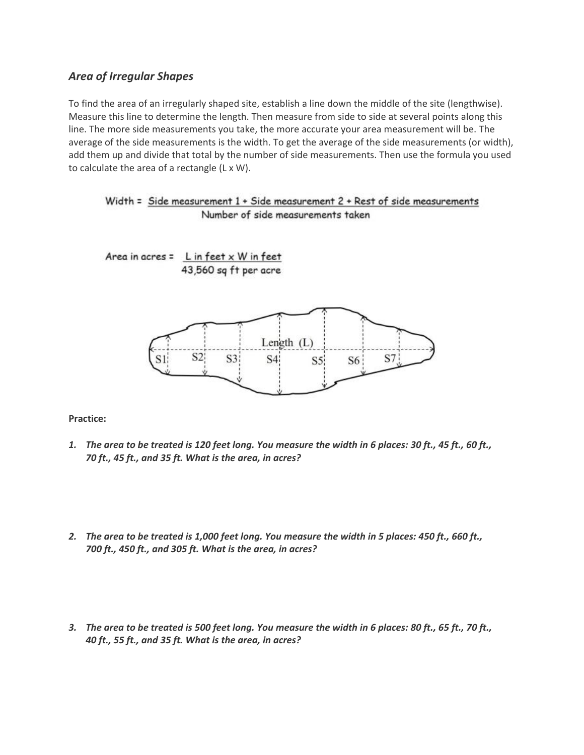### *Area of Irregular Shapes*

To find the area of an irregularly shaped site, establish a line down the middle of the site (lengthwise). Measure this line to determine the length. Then measure from side to side at several points along this line. The more side measurements you take, the more accurate your area measurement will be. The average of the side measurements is the width. To get the average of the side measurements (or width), add them up and divide that total by the number of side measurements. Then use the formula you used to calculate the area of a rectangle (L x W).

$$\text{Width} = \frac{\text{Side measurement 1} + \text{Side measurement 2} + \text{Rest of side measurements}}{\text{Number of side measurements taken}}$$

$$\text{Area in acres} = \frac{\text{L in feet} \times \text{W in feet}}{\text{43,560 sq ft per acre}}$$

Length (L)

S1 S2 S3 S4 S5 S6 S7

**Practice:**

1. ***The area to be treated is 120 feet long. You measure the width in 6 places: 30 ft., 45 ft., 60 ft., 70 ft., 45 ft., and 35 ft. What is the area, in acres?***

2. ***The area to be treated is 1,000 feet long. You measure the width in 5 places: 450 ft., 660 ft., 700 ft., 450 ft., and 305 ft. What is the area, in acres?***

3. ***The area to be treated is 500 feet long. You measure the width in 6 places: 80 ft., 65 ft., 70 ft., 40 ft., 55 ft., and 35 ft. What is the area, in acres?***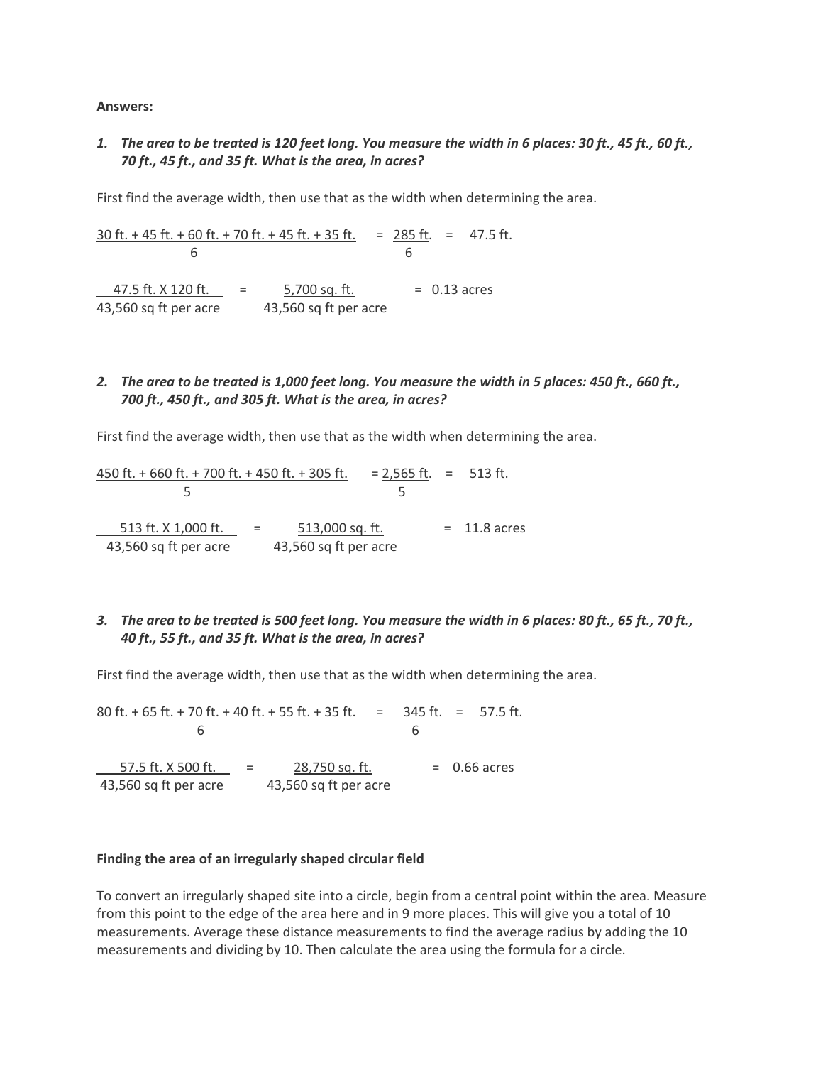**Answers:**

1. ***The area to be treated is 120 feet long. You measure the width in 6 places: 30 ft., 45 ft., 60 ft., 70 ft., 45 ft., and 35 ft. What is the area, in acres?***

First find the average width, then use that as the width when determining the area.

$$\frac{30\text{ ft.} + 45\text{ ft.} + 60\text{ ft.} + 70\text{ ft.} + 45\text{ ft.} + 35\text{ ft.}}{6} = \frac{285\text{ ft.}}{6} = 47.5\text{ ft.}$$

$$\frac{47.5\text{ ft. X } 120\text{ ft.}}{43{,}560\text{ sq ft per acre}} = \frac{5{,}700\text{ sq. ft.}}{43{,}560\text{ sq ft per acre}} = 0.13\text{ acres}$$

2. ***The area to be treated is 1,000 feet long. You measure the width in 5 places: 450 ft., 660 ft., 700 ft., 450 ft., and 305 ft. What is the area, in acres?***

First find the average width, then use that as the width when determining the area.

$$\frac{450\text{ ft.} + 660\text{ ft.} + 700\text{ ft.} + 450\text{ ft.} + 305\text{ ft.}}{5} = \frac{2{,}565\text{ ft.}}{5} = 513\text{ ft.}$$

$$\frac{513\text{ ft. X } 1{,}000\text{ ft.}}{43{,}560\text{ sq ft per acre}} = \frac{513{,}000\text{ sq. ft.}}{43{,}560\text{ sq ft per acre}} = 11.8\text{ acres}$$

3. ***The area to be treated is 500 feet long. You measure the width in 6 places: 80 ft., 65 ft., 70 ft., 40 ft., 55 ft., and 35 ft. What is the area, in acres?***

First find the average width, then use that as the width when determining the area.

$$\frac{80\text{ ft.} + 65\text{ ft.} + 70\text{ ft.} + 40\text{ ft.} + 55\text{ ft.} + 35\text{ ft.}}{6} = \frac{345\text{ ft.}}{6} = 57.5\text{ ft.}$$

$$\frac{57.5\text{ ft. X } 500\text{ ft.}}{43{,}560\text{ sq ft per acre}} = \frac{28{,}750\text{ sq. ft.}}{43{,}560\text{ sq ft per acre}} = 0.66\text{ acres}$$

**Finding the area of an irregularly shaped circular field**

To convert an irregularly shaped site into a circle, begin from a central point within the area. Measure from this point to the edge of the area here and in 9 more places. This will give you a total of 10 measurements. Average these distance measurements to find the average radius by adding the 10 measurements and dividing by 10. Then calculate the area using the formula for a circle.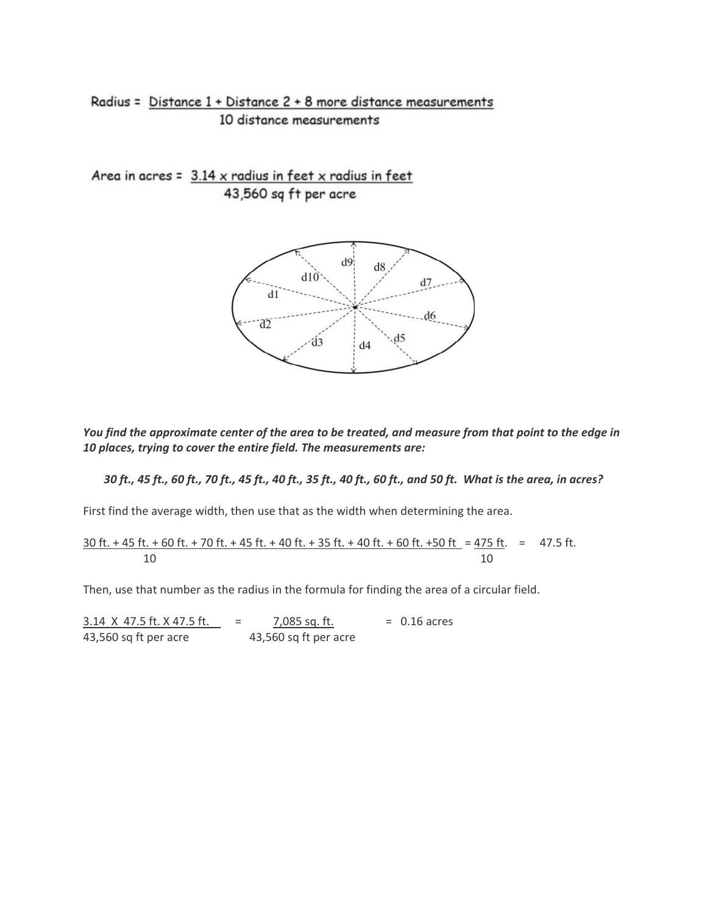$$\text{Radius} = \frac{\text{Distance 1} + \text{Distance 2} + \text{8 more distance measurements}}{\text{10 distance measurements}}$$

$$\text{Area in acres} = \frac{3.14 \times \text{radius in feet} \times \text{radius in feet}}{\text{43,560 sq ft per acre}}$$

d9
d8
d10
d7
d1
d6
d2
d3
d5
d4

***You find the approximate center of the area to be treated, and measure from that point to the edge in 10 places, trying to cover the entire field. The measurements are:***

***30 ft., 45 ft., 60 ft., 70 ft., 45 ft., 40 ft., 35 ft., 40 ft., 60 ft., and 50 ft. What is the area, in acres?***

First find the average width, then use that as the width when determining the area.

$$\frac{\text{30 ft.} + \text{45 ft.} + \text{60 ft.} + \text{70 ft.} + \text{45 ft.} + \text{40 ft.} + \text{35 ft.} + \text{40 ft.} + \text{60 ft.} + \text{50 ft}}{10} = \frac{\text{475 ft.}}{10} = \text{47.5 ft.}$$

Then, use that number as the radius in the formula for finding the area of a circular field.

$$\frac{3.14 \times \text{47.5 ft.} \times \text{47.5 ft.}}{\text{43,560 sq ft per acre}} = \frac{\text{7,085 sq. ft.}}{\text{43,560 sq ft per acre}} = \text{0.16 acres}$$